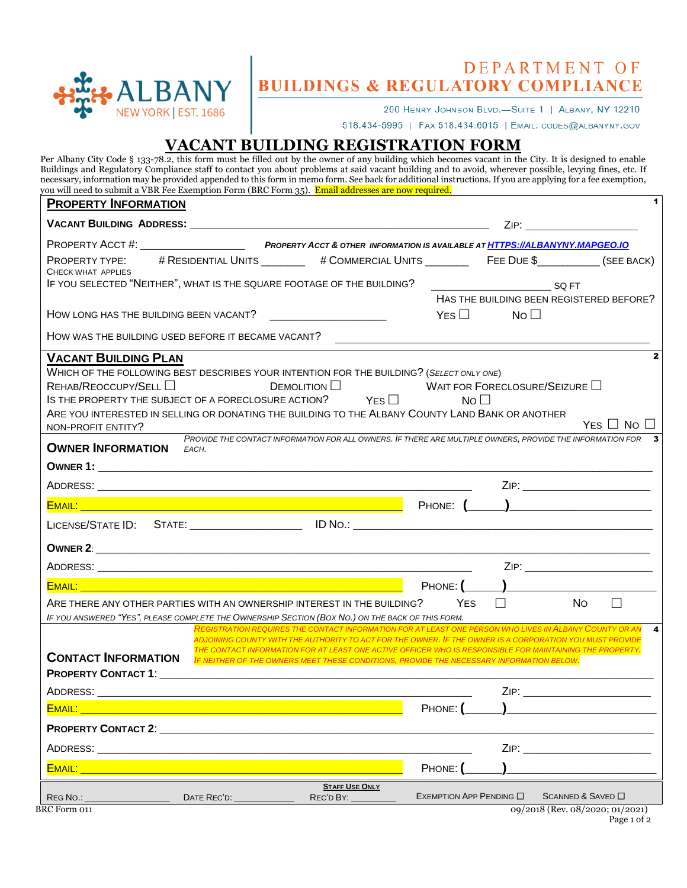ALBANY
NEW YORK | EST. 1686

DEPARTMENT OF
**BUILDINGS & REGULATORY COMPLIANCE**

200 Henry Johnson Blvd.—Suite 1 | Albany, NY 12210
518.434-5995 | Fax 518.434.6015 | Email: codes@albanyny.gov

# VACANT BUILDING REGISTRATION FORM

Per Albany City Code § 133-78.2, this form must be filled out by the owner of any building which becomes vacant in the City. It is designed to enable Buildings and Regulatory Compliance staff to contact you about problems at said vacant building and to avoid, wherever possible, levying fines, etc. If necessary, information may be provided appended to this form in memo form. See back for additional instructions. If you are applying for a fee exemption, you will need to submit a VBR Fee Exemption Form (BRC Form 35). Email addresses are now required.

## Property Information — 1

**Vacant Building Address:** ______________________________ Zip: __________

Property Acct #: __________ *Property Acct & other information is available at https://albanyny.mapgeo.io*

Property Type: # Residential Units _______ # Commercial Units _______ Fee Due $__________ (see back)
Check what applies

If you selected "Neither", what is the square footage of the building? __________ sq ft

How long has the building been vacant? __________

Has the building been registered before? Yes ☐ No ☐

How was the building used before it became vacant? ______________________________

## Vacant Building Plan — 2

Which of the following best describes your intention for the building? (*Select only one*)

Rehab/Reoccupy/Sell ☐ Demolition ☐ Wait for Foreclosure/Seizure ☐

Is the property the subject of a foreclosure action? Yes ☐ No ☐

Are you interested in selling or donating the building to the Albany County Land Bank or another non-profit entity? Yes ☐ No ☐

## Owner Information — 3

*Provide the contact information for all owners. If there are multiple owners, provide the information for each.*

**Owner 1:** ______________________________

Address: ______________________________ Zip: __________

Email: ______________________________ Phone: (_____)__________

License/State ID: State: __________ ID No.: __________

**Owner 2**: ______________________________

Address: ______________________________ Zip: __________

Email: ______________________________ Phone: (_____)__________

Are there any other parties with an ownership interest in the building? Yes ☐ No ☐

*If you answered "Yes", please complete the Ownership Section (Box No.) on the back of this form.*

## Contact Information — 4

*Registration requires the contact information for at least one person who lives in Albany County or an adjoining county with the authority to act for the owner. If the owner is a corporation you must provide the contact information for at least one active officer who is responsible for maintaining the property. If neither of the owners meet these conditions, provide the necessary information below.*

**Property Contact 1**: ______________________________

Address: ______________________________ Zip: __________

Email: ______________________________ Phone: (_____)__________

**Property Contact 2**: ______________________________

Address: ______________________________ Zip: __________

Email: ______________________________ Phone: (_____)__________

**Staff Use Only**

Reg No.: __________ Date Rec'd: __________ Rec'd By: __________ Exemption App Pending ☐ Scanned & Saved ☐

BRC Form 011 — 09/2018 (Rev. 08/2020; 01/2021)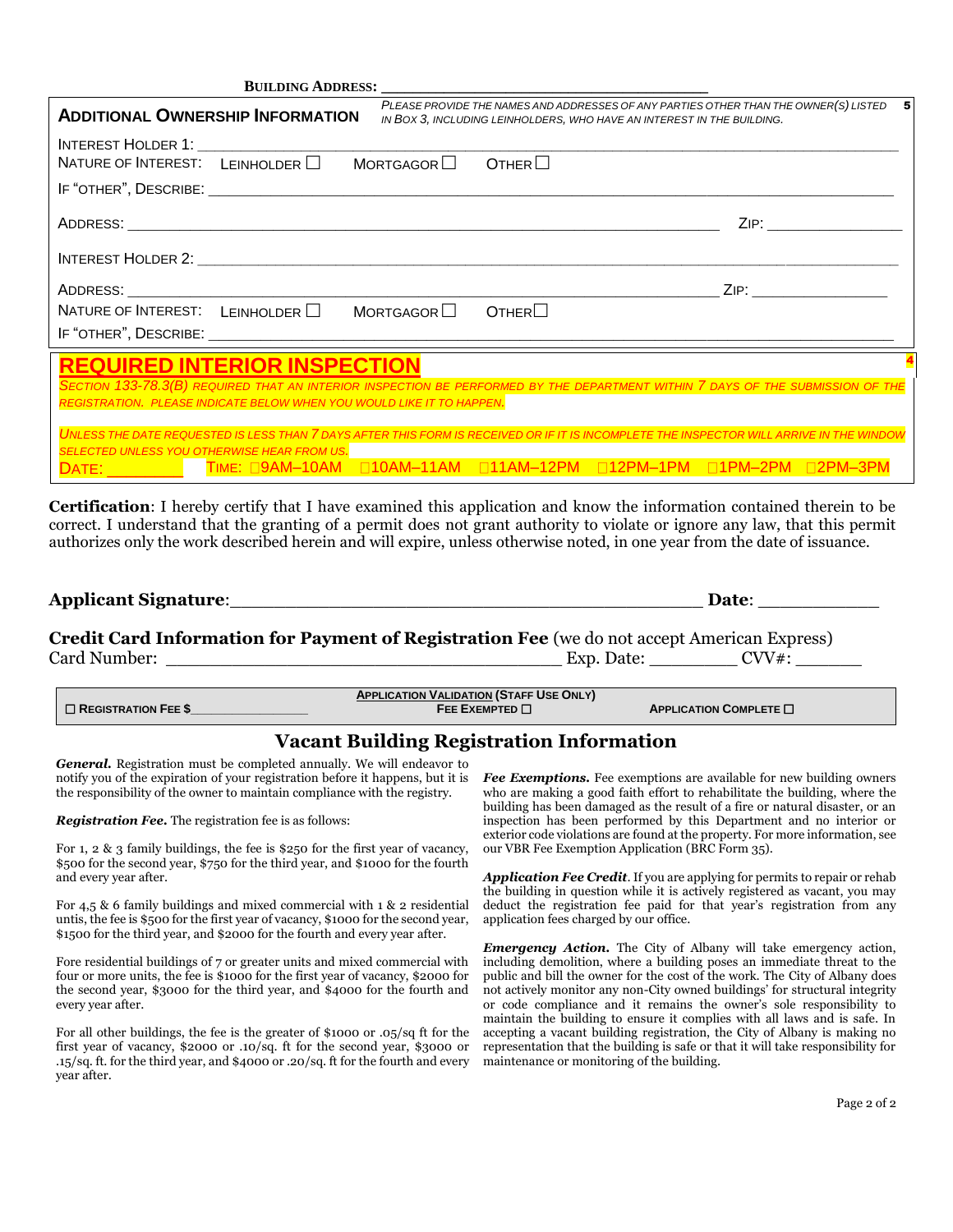**BUILDING ADDRESS:** ___________________________________

## ADDITIONAL OWNERSHIP INFORMATION

*PLEASE PROVIDE THE NAMES AND ADDRESSES OF ANY PARTIES OTHER THAN THE OWNER(S) LISTED IN BOX 3, INCLUDING LEINHOLDERS, WHO HAVE AN INTEREST IN THE BUILDING.* **5**

INTEREST HOLDER 1: ___________________________________

NATURE OF INTEREST: LEINHOLDER ☐ MORTGAGOR ☐ OTHER ☐

IF "OTHER", DESCRIBE: ___________________________________

ADDRESS: ___________________________________ ZIP: ______________

INTEREST HOLDER 2: ___________________________________

ADDRESS: ___________________________________ ZIP: ______________

NATURE OF INTEREST: LEINHOLDER ☐ MORTGAGOR ☐ OTHER ☐

IF "OTHER", DESCRIBE: ___________________________________

## REQUIRED INTERIOR INSPECTION

**4**

*SECTION 133-78.3(B) REQUIRED THAT AN INTERIOR INSPECTION BE PERFORMED BY THE DEPARTMENT WITHIN 7 DAYS OF THE SUBMISSION OF THE REGISTRATION. PLEASE INDICATE BELOW WHEN YOU WOULD LIKE IT TO HAPPEN.*

*UNLESS THE DATE REQUESTED IS LESS THAN 7 DAYS AFTER THIS FORM IS RECEIVED OR IF IT IS INCOMPLETE THE INSPECTOR WILL ARRIVE IN THE WINDOW SELECTED UNLESS YOU OTHERWISE HEAR FROM US.*

DATE: ________ TIME: ☐9AM–10AM ☐10AM–11AM ☐11AM–12PM ☐12PM–1PM ☐1PM–2PM ☐2PM–3PM

**Certification**: I hereby certify that I have examined this application and know the information contained therein to be correct. I understand that the granting of a permit does not grant authority to violate or ignore any law, that this permit authorizes only the work described herein and will expire, unless otherwise noted, in one year from the date of issuance.

**Applicant Signature**:___________________________________ **Date**: ___________

**Credit Card Information for Payment of Registration Fee** (we do not accept American Express)

Card Number: ___________________________________ Exp. Date: ________ CVV#: ______

**APPLICATION VALIDATION (STAFF USE ONLY)**

☐ **REGISTRATION FEE $**______________ **FEE EXEMPTED** ☐ **APPLICATION COMPLETE** ☐

## Vacant Building Registration Information

***General.*** Registration must be completed annually. We will endeavor to notify you of the expiration of your registration before it happens, but it is the responsibility of the owner to maintain compliance with the registry.

***Registration Fee.*** The registration fee is as follows:

For 1, 2 & 3 family buildings, the fee is $250 for the first year of vacancy, $500 for the second year, $750 for the third year, and $1000 for the fourth and every year after.

For 4,5 & 6 family buildings and mixed commercial with 1 & 2 residential untis, the fee is $500 for the first year of vacancy, $1000 for the second year, $1500 for the third year, and $2000 for the fourth and every year after.

Fore residential buildings of 7 or greater units and mixed commercial with four or more units, the fee is $1000 for the first year of vacancy, $2000 for the second year, $3000 for the third year, and $4000 for the fourth and every year after.

For all other buildings, the fee is the greater of $1000 or .05/sq ft for the first year of vacancy, $2000 or .10/sq. ft for the second year, $3000 or .15/sq. ft. for the third year, and $4000 or .20/sq. ft for the fourth and every year after.

***Fee Exemptions.*** Fee exemptions are available for new building owners who are making a good faith effort to rehabilitate the building, where the building has been damaged as the result of a fire or natural disaster, or an inspection has been performed by this Department and no interior or exterior code violations are found at the property. For more information, see our VBR Fee Exemption Application (BRC Form 35).

***Application Fee Credit***. If you are applying for permits to repair or rehab the building in question while it is actively registered as vacant, you may deduct the registration fee paid for that year's registration from any application fees charged by our office.

***Emergency Action.*** The City of Albany will take emergency action, including demolition, where a building poses an immediate threat to the public and bill the owner for the cost of the work. The City of Albany does not actively monitor any non-City owned buildings' for structural integrity or code compliance and it remains the owner's sole responsibility to maintain the building to ensure it complies with all laws and is safe. In accepting a vacant building registration, the City of Albany is making no representation that the building is safe or that it will take responsibility for maintenance or monitoring of the building.